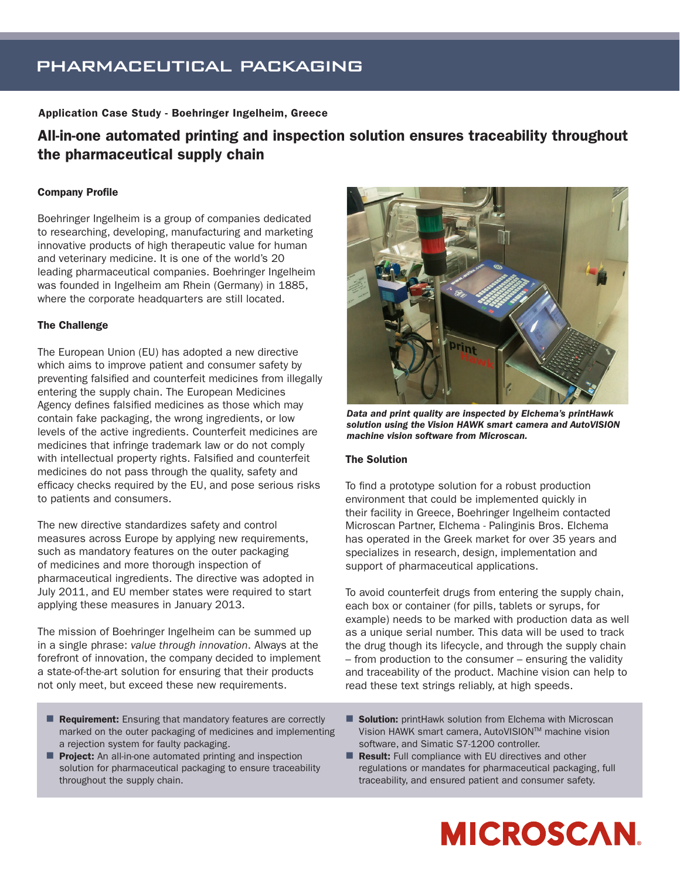# PHARMACEUTICAL PACKAGING

**Application Case Study - Boehringer Ingelheim, Greece**

## All-in-one automated printing and inspection solution ensures traceability throughout the pharmaceutical supply chain

### Company Profile

Boehringer Ingelheim is a group of companies dedicated to researching, developing, manufacturing and marketing innovative products of high therapeutic value for human and veterinary medicine. It is one of the world's 20 leading pharmaceutical companies. Boehringer Ingelheim was founded in Ingelheim am Rhein (Germany) in 1885, where the corporate headquarters are still located.

### The Challenge

The European Union (EU) has adopted a new directive which aims to improve patient and consumer safety by preventing falsified and counterfeit medicines from illegally entering the supply chain. The European Medicines Agency defines falsified medicines as those which may contain fake packaging, the wrong ingredients, or low levels of the active ingredients. Counterfeit medicines are medicines that infringe trademark law or do not comply with intellectual property rights. Falsified and counterfeit medicines do not pass through the quality, safety and efficacy checks required by the EU, and pose serious risks to patients and consumers.

The new directive standardizes safety and control measures across Europe by applying new requirements, such as mandatory features on the outer packaging of medicines and more thorough inspection of pharmaceutical ingredients. The directive was adopted in July 2011, and EU member states were required to start applying these measures in January 2013.

The mission of Boehringer Ingelheim can be summed up in a single phrase: *value through innovation*. Always at the forefront of innovation, the company decided to implement a state-of-the-art solution for ensuring that their products not only meet, but exceed these new requirements.

***Data and print quality are inspected by Elchema's printHawk solution using the Vision HAWK smart camera and AutoVISION machine vision software from Microscan.***

### The Solution

To find a prototype solution for a robust production environment that could be implemented quickly in their facility in Greece, Boehringer Ingelheim contacted Microscan Partner, Elchema - Palinginis Bros. Elchema has operated in the Greek market for over 35 years and specializes in research, design, implementation and support of pharmaceutical applications.

To avoid counterfeit drugs from entering the supply chain, each box or container (for pills, tablets or syrups, for example) needs to be marked with production data as well as a unique serial number. This data will be used to track the drug though its lifecycle, and through the supply chain – from production to the consumer – ensuring the validity and traceability of the product. Machine vision can help to read these text strings reliably, at high speeds.

- **Requirement:** Ensuring that mandatory features are correctly marked on the outer packaging of medicines and implementing a rejection system for faulty packaging.
- **Project:** An all-in-one automated printing and inspection solution for pharmaceutical packaging to ensure traceability throughout the supply chain.
- **Solution:** printHawk solution from Elchema with Microscan Vision HAWK smart camera, AutoVISION™ machine vision software, and Simatic S7-1200 controller.
- **Result:** Full compliance with EU directives and other regulations or mandates for pharmaceutical packaging, full traceability, and ensured patient and consumer safety.

MICROSCAN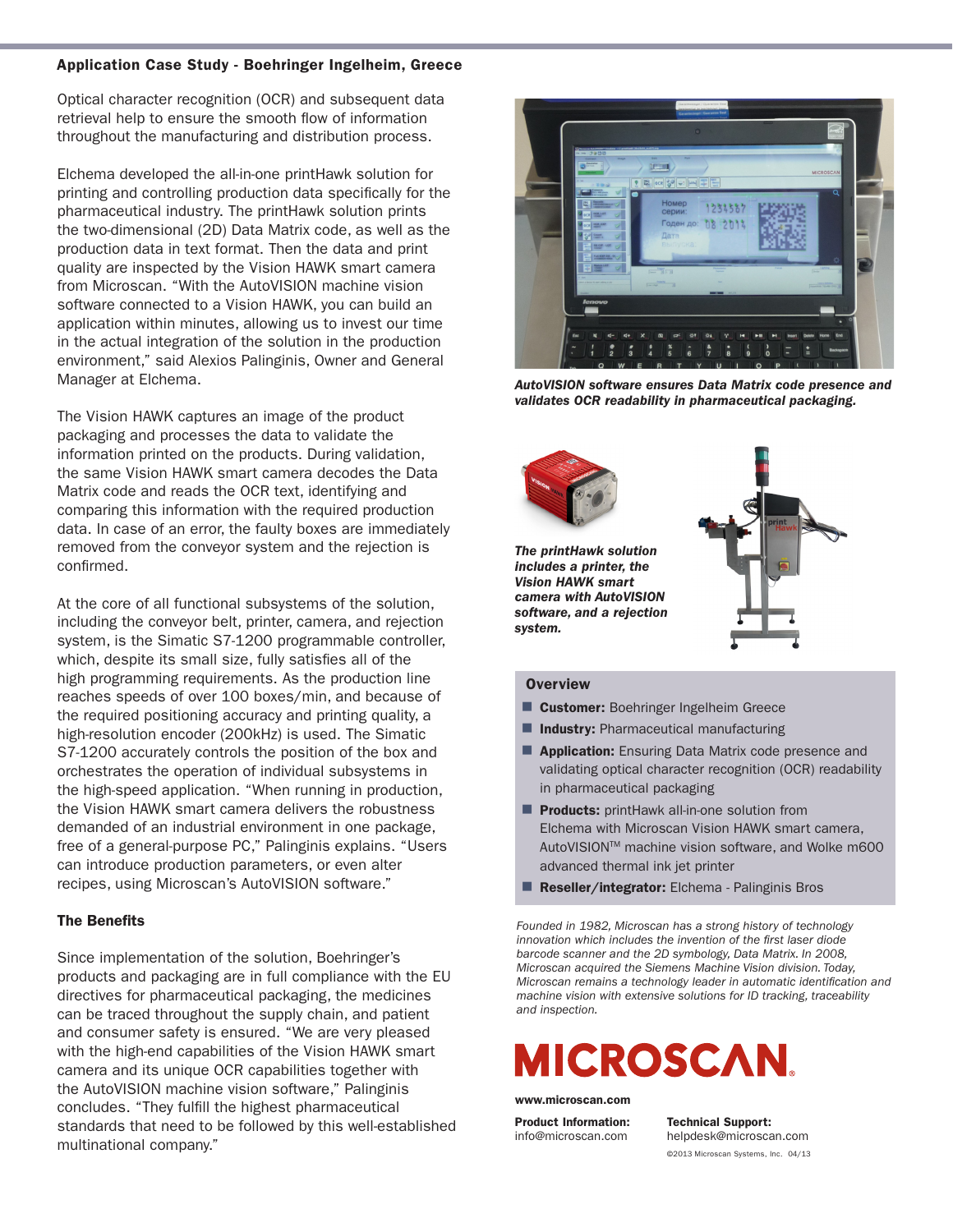**Application Case Study - Boehringer Ingelheim, Greece**

Optical character recognition (OCR) and subsequent data retrieval help to ensure the smooth flow of information throughout the manufacturing and distribution process.

Elchema developed the all-in-one printHawk solution for printing and controlling production data specifically for the pharmaceutical industry. The printHawk solution prints the two-dimensional (2D) Data Matrix code, as well as the production data in text format. Then the data and print quality are inspected by the Vision HAWK smart camera from Microscan. "With the AutoVISION machine vision software connected to a Vision HAWK, you can build an application within minutes, allowing us to invest our time in the actual integration of the solution in the production environment," said Alexios Palinginis, Owner and General Manager at Elchema.

The Vision HAWK captures an image of the product packaging and processes the data to validate the information printed on the products. During validation, the same Vision HAWK smart camera decodes the Data Matrix code and reads the OCR text, identifying and comparing this information with the required production data. In case of an error, the faulty boxes are immediately removed from the conveyor system and the rejection is confirmed.

At the core of all functional subsystems of the solution, including the conveyor belt, printer, camera, and rejection system, is the Simatic S7-1200 programmable controller, which, despite its small size, fully satisfies all of the high programming requirements. As the production line reaches speeds of over 100 boxes/min, and because of the required positioning accuracy and printing quality, a high-resolution encoder (200kHz) is used. The Simatic S7-1200 accurately controls the position of the box and orchestrates the operation of individual subsystems in the high-speed application. "When running in production, the Vision HAWK smart camera delivers the robustness demanded of an industrial environment in one package, free of a general-purpose PC," Palinginis explains. "Users can introduce production parameters, or even alter recipes, using Microscan's AutoVISION software."

**The Benefits**

Since implementation of the solution, Boehringer's products and packaging are in full compliance with the EU directives for pharmaceutical packaging, the medicines can be traced throughout the supply chain, and patient and consumer safety is ensured. "We are very pleased with the high-end capabilities of the Vision HAWK smart camera and its unique OCR capabilities together with the AutoVISION machine vision software," Palinginis concludes. "They fulfill the highest pharmaceutical standards that need to be followed by this well-established multinational company."

***AutoVISION software ensures Data Matrix code presence and validates OCR readability in pharmaceutical packaging.***

***The printHawk solution includes a printer, the Vision HAWK smart camera with AutoVISION software, and a rejection system.***

**Overview**

- **Customer:** Boehringer Ingelheim Greece
- **Industry:** Pharmaceutical manufacturing
- **Application:** Ensuring Data Matrix code presence and validating optical character recognition (OCR) readability in pharmaceutical packaging
- **Products:** printHawk all-in-one solution from Elchema with Microscan Vision HAWK smart camera, AutoVISION™ machine vision software, and Wolke m600 advanced thermal ink jet printer
- **Reseller/integrator:** Elchema - Palinginis Bros

*Founded in 1982, Microscan has a strong history of technology innovation which includes the invention of the first laser diode barcode scanner and the 2D symbology, Data Matrix. In 2008, Microscan acquired the Siemens Machine Vision division. Today, Microscan remains a technology leader in automatic identification and machine vision with extensive solutions for ID tracking, traceability and inspection.*

MICROSCAN

**www.microscan.com**

**Product Information:** info@microscan.com

**Technical Support:** helpdesk@microscan.com

©2013 Microscan Systems, Inc. 04/13